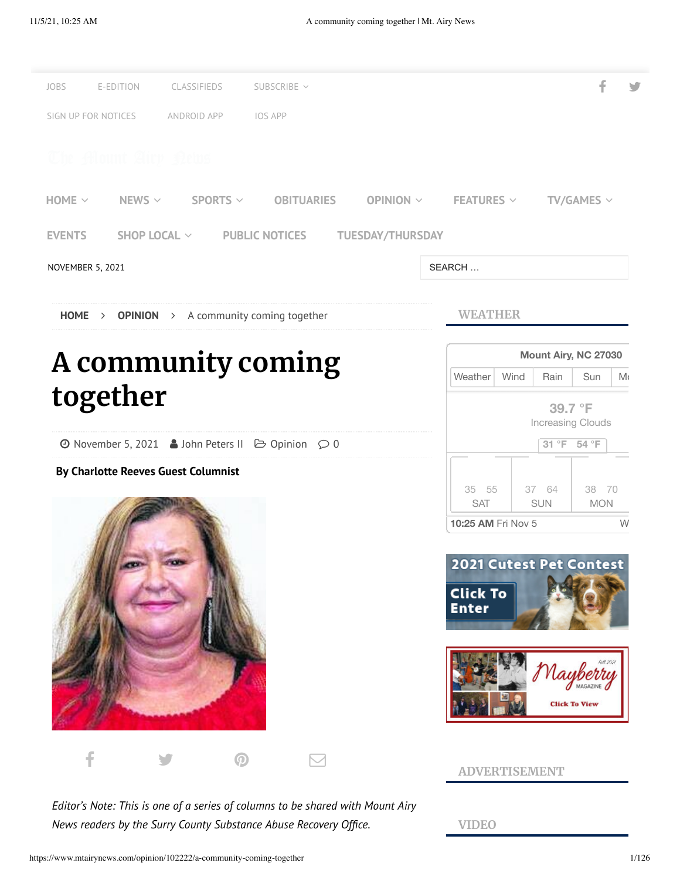# A community coming together

November 5, 2021 John Peters II Opinion 0

**By Charlotte Reeves Guest Columnist**

*Editor's Note: This is one of a series of columns to be shared with Mount Airy News readers by the Surry County Substance Abuse Recovery Office.*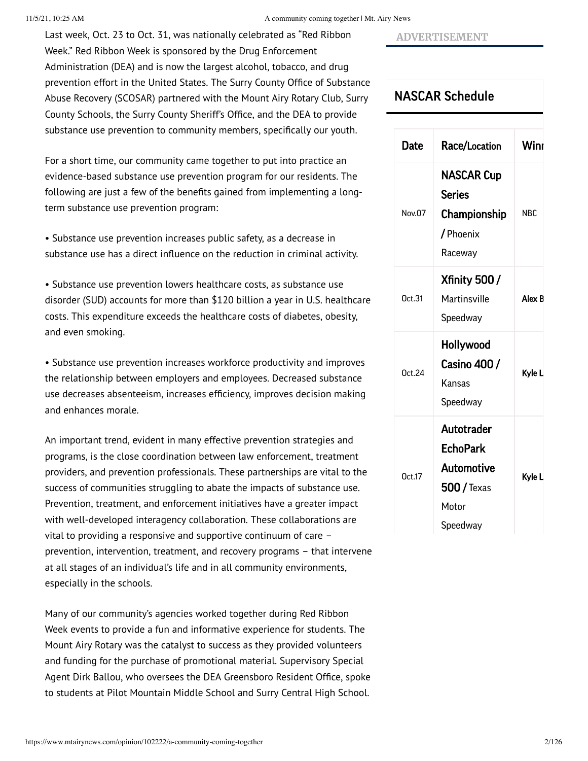Last week, Oct. 23 to Oct. 31, was nationally celebrated as "Red Ribbon Week." Red Ribbon Week is sponsored by the Drug Enforcement Administration (DEA) and is now the largest alcohol, tobacco, and drug prevention effort in the United States. The Surry County Office of Substance Abuse Recovery (SCOSAR) partnered with the Mount Airy Rotary Club, Surry County Schools, the Surry County Sheriff's Office, and the DEA to provide substance use prevention to community members, specifically our youth.

For a short time, our community came together to put into practice an evidence-based substance use prevention program for our residents. The following are just a few of the benefits gained from implementing a long-term substance use prevention program:

• Substance use prevention increases public safety, as a decrease in substance use has a direct influence on the reduction in criminal activity.

• Substance use prevention lowers healthcare costs, as substance use disorder (SUD) accounts for more than $120 billion a year in U.S. healthcare costs. This expenditure exceeds the healthcare costs of diabetes, obesity, and even smoking.

• Substance use prevention increases workforce productivity and improves the relationship between employers and employees. Decreased substance use decreases absenteeism, increases efficiency, improves decision making and enhances morale.

An important trend, evident in many effective prevention strategies and programs, is the close coordination between law enforcement, treatment providers, and prevention professionals. These partnerships are vital to the success of communities struggling to abate the impacts of substance use. Prevention, treatment, and enforcement initiatives have a greater impact with well-developed interagency collaboration. These collaborations are vital to providing a responsive and supportive continuum of care – prevention, intervention, treatment, and recovery programs – that intervene at all stages of an individual's life and in all community environments, especially in the schools.

Many of our community's agencies worked together during Red Ribbon Week events to provide a fun and informative experience for students. The Mount Airy Rotary was the catalyst to success as they provided volunteers and funding for the purchase of promotional material. Supervisory Special Agent Dirk Ballou, who oversees the DEA Greensboro Resident Office, spoke to students at Pilot Mountain Middle School and Surry Central High School.

ADVERTISEMENT

## NASCAR Schedule

| Date | Race/Location | Winr |
|---|---|---|
| Nov.07 | **NASCAR Cup Series Championship /** Phoenix Raceway | NBC |
| Oct.31 | **Xfinity 500 /** Martinsville Speedway | **Alex B** |
| Oct.24 | **Hollywood Casino 400 /** Kansas Speedway | **Kyle L** |
| Oct.17 | **Autotrader EchoPark Automotive 500 /** Texas Motor Speedway | **Kyle L** |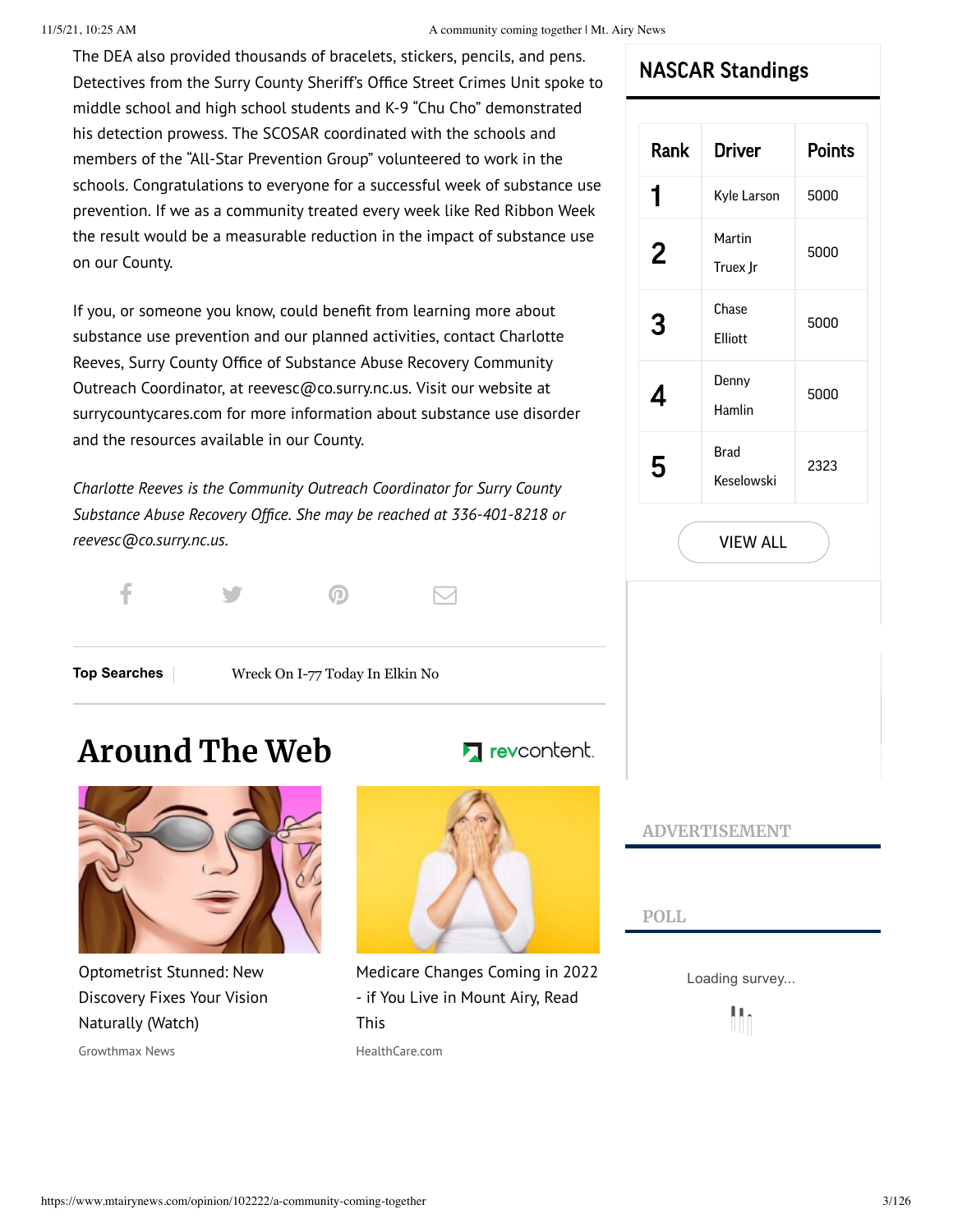The DEA also provided thousands of bracelets, stickers, pencils, and pens. Detectives from the Surry County Sheriff's Office Street Crimes Unit spoke to middle school and high school students and K-9 "Chu Cho" demonstrated his detection prowess. The SCOSAR coordinated with the schools and members of the "All-Star Prevention Group" volunteered to work in the schools. Congratulations to everyone for a successful week of substance use prevention. If we as a community treated every week like Red Ribbon Week the result would be a measurable reduction in the impact of substance use on our County.

If you, or someone you know, could benefit from learning more about substance use prevention and our planned activities, contact Charlotte Reeves, Surry County Office of Substance Abuse Recovery Community Outreach Coordinator, at reevesc@co.surry.nc.us. Visit our website at surrycountycares.com for more information about substance use disorder and the resources available in our County.

*Charlotte Reeves is the Community Outreach Coordinator for Surry County Substance Abuse Recovery Office. She may be reached at 336-401-8218 or reevesc@co.surry.nc.us.*

**Top Searches** | Wreck On I-77 Today In Elkin No

## Around The Web

revcontent

Optometrist Stunned: New Discovery Fixes Your Vision Naturally (Watch)

Growthmax News

Medicare Changes Coming in 2022 - if You Live in Mount Airy, Read This

HealthCare.com

## NASCAR Standings

| Rank | Driver | Points |
|---|---|---|
| 1 | Kyle Larson | 5000 |
| 2 | Martin Truex Jr | 5000 |
| 3 | Chase Elliott | 5000 |
| 4 | Denny Hamlin | 5000 |
| 5 | Brad Keselowski | 2323 |

VIEW ALL

ADVERTISEMENT

POLL

Loading survey...